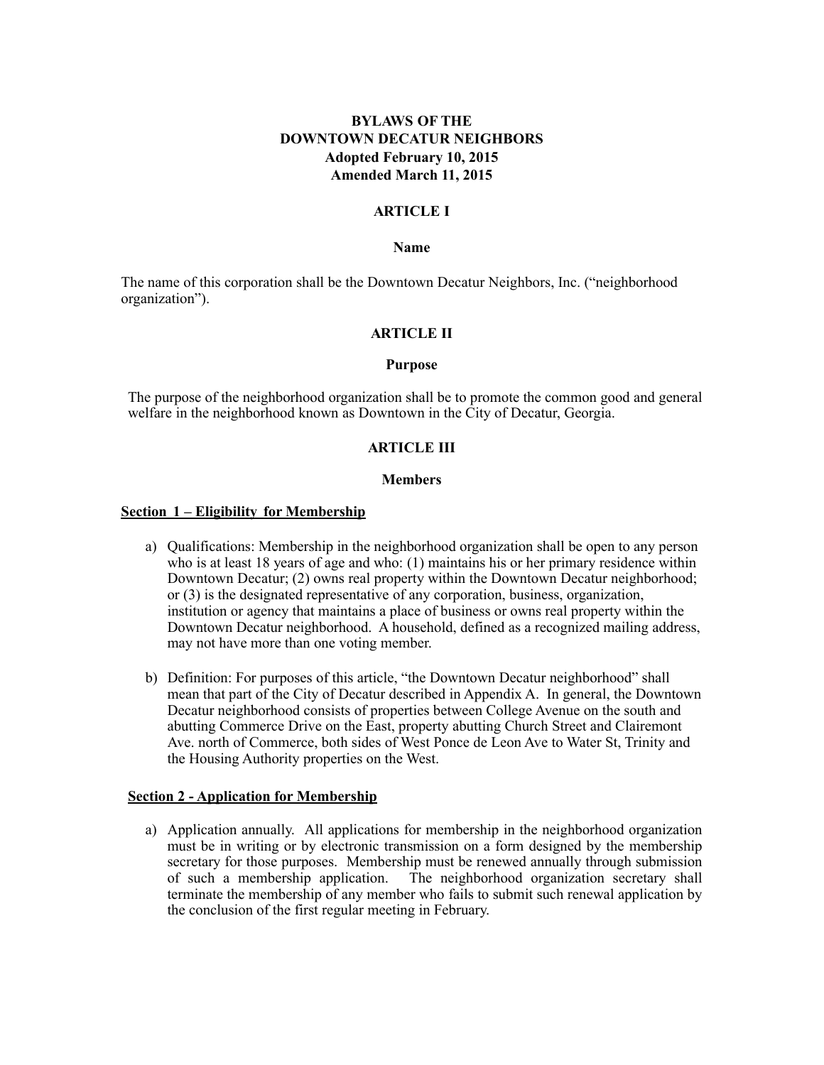# BYLAWS OF THE DOWNTOWN DECATUR NEIGHBORS

**Adopted February 10, 2015**
**Amended March 11, 2015**

## ARTICLE I

### Name

The name of this corporation shall be the Downtown Decatur Neighbors, Inc. ("neighborhood organization").

## ARTICLE II

### Purpose

The purpose of the neighborhood organization shall be to promote the common good and general welfare in the neighborhood known as Downtown in the City of Decatur, Georgia.

## ARTICLE III

### Members

#### Section 1 – Eligibility for Membership

a) Qualifications: Membership in the neighborhood organization shall be open to any person who is at least 18 years of age and who: (1) maintains his or her primary residence within Downtown Decatur; (2) owns real property within the Downtown Decatur neighborhood; or (3) is the designated representative of any corporation, business, organization, institution or agency that maintains a place of business or owns real property within the Downtown Decatur neighborhood. A household, defined as a recognized mailing address, may not have more than one voting member.

b) Definition: For purposes of this article, "the Downtown Decatur neighborhood" shall mean that part of the City of Decatur described in Appendix A. In general, the Downtown Decatur neighborhood consists of properties between College Avenue on the south and abutting Commerce Drive on the East, property abutting Church Street and Clairemont Ave. north of Commerce, both sides of West Ponce de Leon Ave to Water St, Trinity and the Housing Authority properties on the West.

#### Section 2 - Application for Membership

a) Application annually. All applications for membership in the neighborhood organization must be in writing or by electronic transmission on a form designed by the membership secretary for those purposes. Membership must be renewed annually through submission of such a membership application. The neighborhood organization secretary shall terminate the membership of any member who fails to submit such renewal application by the conclusion of the first regular meeting in February.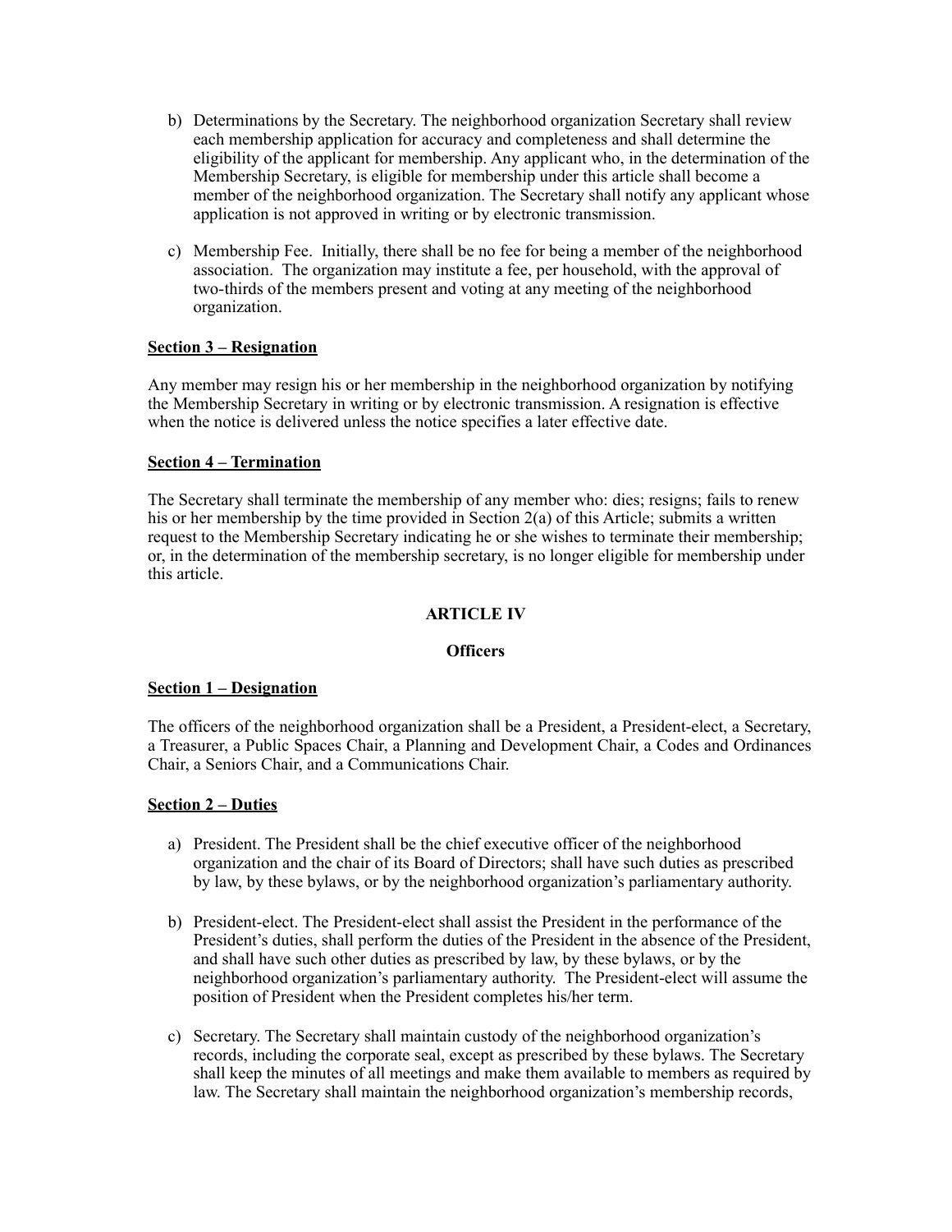b) Determinations by the Secretary. The neighborhood organization Secretary shall review each membership application for accuracy and completeness and shall determine the eligibility of the applicant for membership. Any applicant who, in the determination of the Membership Secretary, is eligible for membership under this article shall become a member of the neighborhood organization. The Secretary shall notify any applicant whose application is not approved in writing or by electronic transmission.

c) Membership Fee. Initially, there shall be no fee for being a member of the neighborhood association. The organization may institute a fee, per household, with the approval of two-thirds of the members present and voting at any meeting of the neighborhood organization.

**Section 3 – Resignation**

Any member may resign his or her membership in the neighborhood organization by notifying the Membership Secretary in writing or by electronic transmission. A resignation is effective when the notice is delivered unless the notice specifies a later effective date.

**Section 4 – Termination**

The Secretary shall terminate the membership of any member who: dies; resigns; fails to renew his or her membership by the time provided in Section 2(a) of this Article; submits a written request to the Membership Secretary indicating he or she wishes to terminate their membership; or, in the determination of the membership secretary, is no longer eligible for membership under this article.

## ARTICLE IV

### Officers

**Section 1 – Designation**

The officers of the neighborhood organization shall be a President, a President-elect, a Secretary, a Treasurer, a Public Spaces Chair, a Planning and Development Chair, a Codes and Ordinances Chair, a Seniors Chair, and a Communications Chair.

**Section 2 – Duties**

a) President. The President shall be the chief executive officer of the neighborhood organization and the chair of its Board of Directors; shall have such duties as prescribed by law, by these bylaws, or by the neighborhood organization's parliamentary authority.

b) President-elect. The President-elect shall assist the President in the performance of the President's duties, shall perform the duties of the President in the absence of the President, and shall have such other duties as prescribed by law, by these bylaws, or by the neighborhood organization's parliamentary authority. The President-elect will assume the position of President when the President completes his/her term.

c) Secretary. The Secretary shall maintain custody of the neighborhood organization's records, including the corporate seal, except as prescribed by these bylaws. The Secretary shall keep the minutes of all meetings and make them available to members as required by law. The Secretary shall maintain the neighborhood organization's membership records,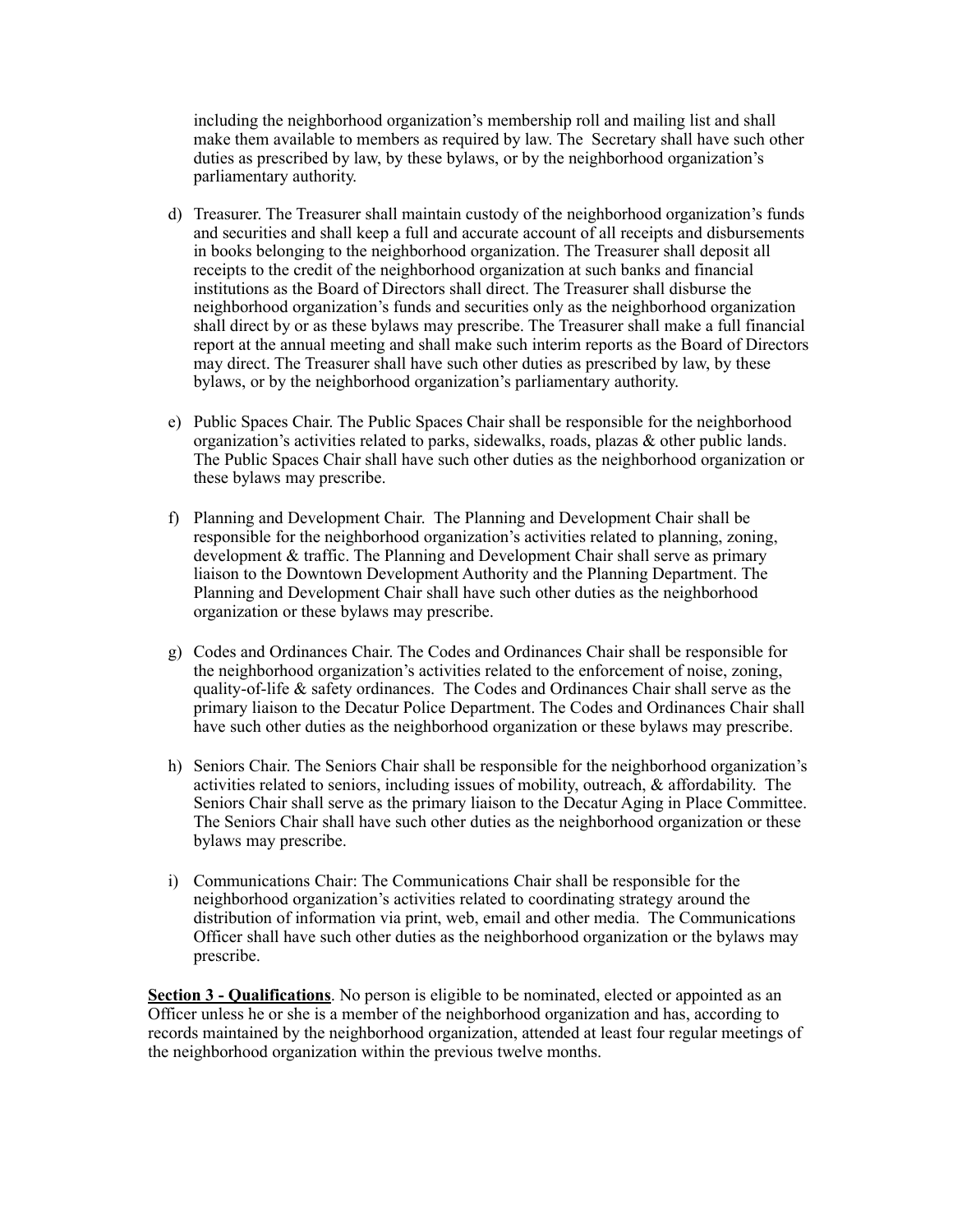including the neighborhood organization's membership roll and mailing list and shall make them available to members as required by law. The Secretary shall have such other duties as prescribed by law, by these bylaws, or by the neighborhood organization's parliamentary authority.

d) Treasurer. The Treasurer shall maintain custody of the neighborhood organization's funds and securities and shall keep a full and accurate account of all receipts and disbursements in books belonging to the neighborhood organization. The Treasurer shall deposit all receipts to the credit of the neighborhood organization at such banks and financial institutions as the Board of Directors shall direct. The Treasurer shall disburse the neighborhood organization's funds and securities only as the neighborhood organization shall direct by or as these bylaws may prescribe. The Treasurer shall make a full financial report at the annual meeting and shall make such interim reports as the Board of Directors may direct. The Treasurer shall have such other duties as prescribed by law, by these bylaws, or by the neighborhood organization's parliamentary authority.

e) Public Spaces Chair. The Public Spaces Chair shall be responsible for the neighborhood organization's activities related to parks, sidewalks, roads, plazas & other public lands. The Public Spaces Chair shall have such other duties as the neighborhood organization or these bylaws may prescribe.

f) Planning and Development Chair. The Planning and Development Chair shall be responsible for the neighborhood organization's activities related to planning, zoning, development & traffic. The Planning and Development Chair shall serve as primary liaison to the Downtown Development Authority and the Planning Department. The Planning and Development Chair shall have such other duties as the neighborhood organization or these bylaws may prescribe.

g) Codes and Ordinances Chair. The Codes and Ordinances Chair shall be responsible for the neighborhood organization's activities related to the enforcement of noise, zoning, quality-of-life & safety ordinances. The Codes and Ordinances Chair shall serve as the primary liaison to the Decatur Police Department. The Codes and Ordinances Chair shall have such other duties as the neighborhood organization or these bylaws may prescribe.

h) Seniors Chair. The Seniors Chair shall be responsible for the neighborhood organization's activities related to seniors, including issues of mobility, outreach, & affordability. The Seniors Chair shall serve as the primary liaison to the Decatur Aging in Place Committee. The Seniors Chair shall have such other duties as the neighborhood organization or these bylaws may prescribe.

i) Communications Chair: The Communications Chair shall be responsible for the neighborhood organization's activities related to coordinating strategy around the distribution of information via print, web, email and other media. The Communications Officer shall have such other duties as the neighborhood organization or the bylaws may prescribe.

**<u>Section 3 - Qualifications</u>**. No person is eligible to be nominated, elected or appointed as an Officer unless he or she is a member of the neighborhood organization and has, according to records maintained by the neighborhood organization, attended at least four regular meetings of the neighborhood organization within the previous twelve months.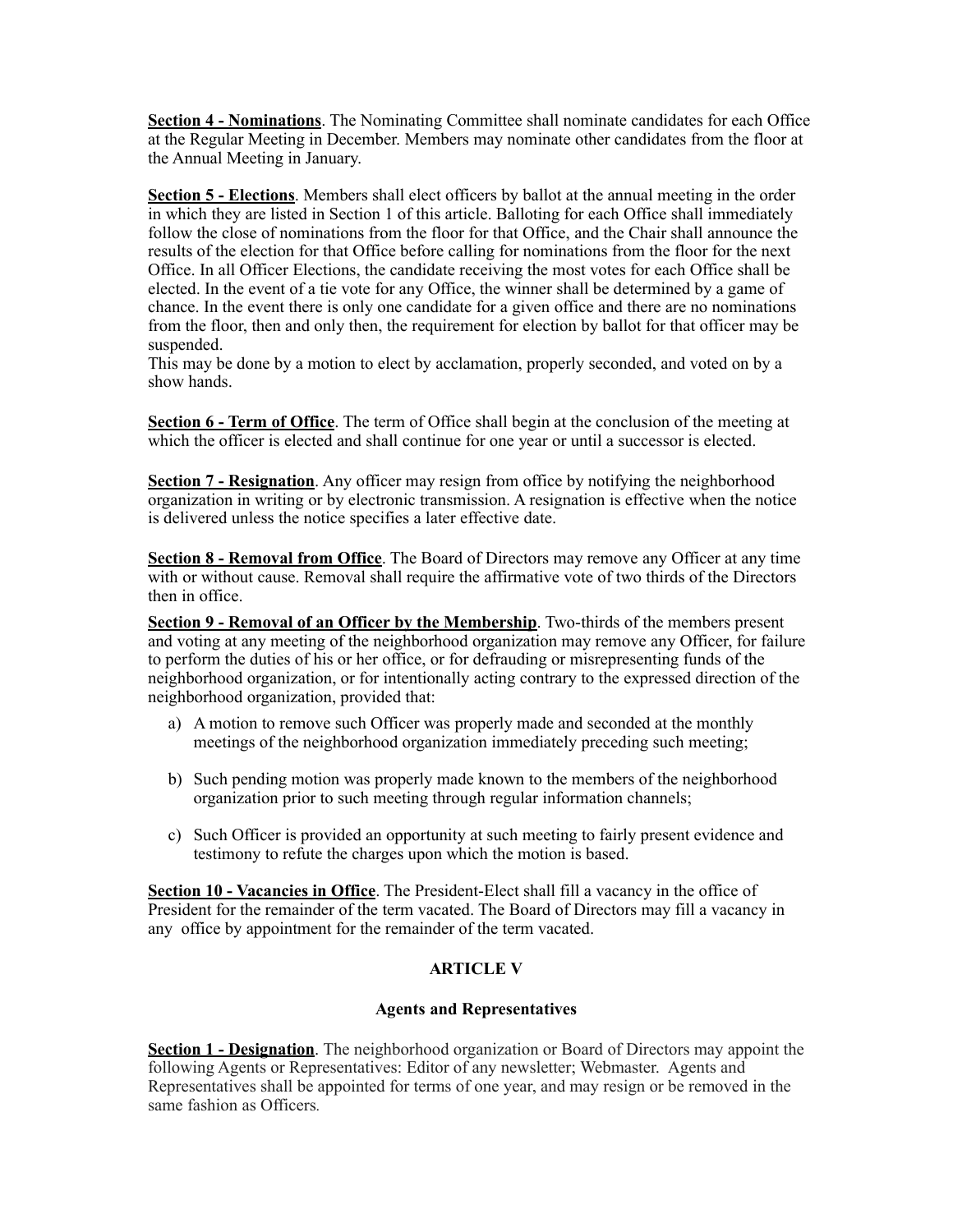**Section 4 - Nominations**. The Nominating Committee shall nominate candidates for each Office at the Regular Meeting in December. Members may nominate other candidates from the floor at the Annual Meeting in January.

**Section 5 - Elections**. Members shall elect officers by ballot at the annual meeting in the order in which they are listed in Section 1 of this article. Balloting for each Office shall immediately follow the close of nominations from the floor for that Office, and the Chair shall announce the results of the election for that Office before calling for nominations from the floor for the next Office. In all Officer Elections, the candidate receiving the most votes for each Office shall be elected. In the event of a tie vote for any Office, the winner shall be determined by a game of chance. In the event there is only one candidate for a given office and there are no nominations from the floor, then and only then, the requirement for election by ballot for that officer may be suspended.
This may be done by a motion to elect by acclamation, properly seconded, and voted on by a show hands.

**Section 6 - Term of Office**. The term of Office shall begin at the conclusion of the meeting at which the officer is elected and shall continue for one year or until a successor is elected.

**Section 7 - Resignation**. Any officer may resign from office by notifying the neighborhood organization in writing or by electronic transmission. A resignation is effective when the notice is delivered unless the notice specifies a later effective date.

**Section 8 - Removal from Office**. The Board of Directors may remove any Officer at any time with or without cause. Removal shall require the affirmative vote of two thirds of the Directors then in office.

**Section 9 - Removal of an Officer by the Membership**. Two-thirds of the members present and voting at any meeting of the neighborhood organization may remove any Officer, for failure to perform the duties of his or her office, or for defrauding or misrepresenting funds of the neighborhood organization, or for intentionally acting contrary to the expressed direction of the neighborhood organization, provided that:

a) A motion to remove such Officer was properly made and seconded at the monthly meetings of the neighborhood organization immediately preceding such meeting;

b) Such pending motion was properly made known to the members of the neighborhood organization prior to such meeting through regular information channels;

c) Such Officer is provided an opportunity at such meeting to fairly present evidence and testimony to refute the charges upon which the motion is based.

**Section 10 - Vacancies in Office**. The President-Elect shall fill a vacancy in the office of President for the remainder of the term vacated. The Board of Directors may fill a vacancy in any office by appointment for the remainder of the term vacated.

## ARTICLE V

### Agents and Representatives

**Section 1 - Designation**. The neighborhood organization or Board of Directors may appoint the following Agents or Representatives: Editor of any newsletter; Webmaster. Agents and Representatives shall be appointed for terms of one year, and may resign or be removed in the same fashion as Officers.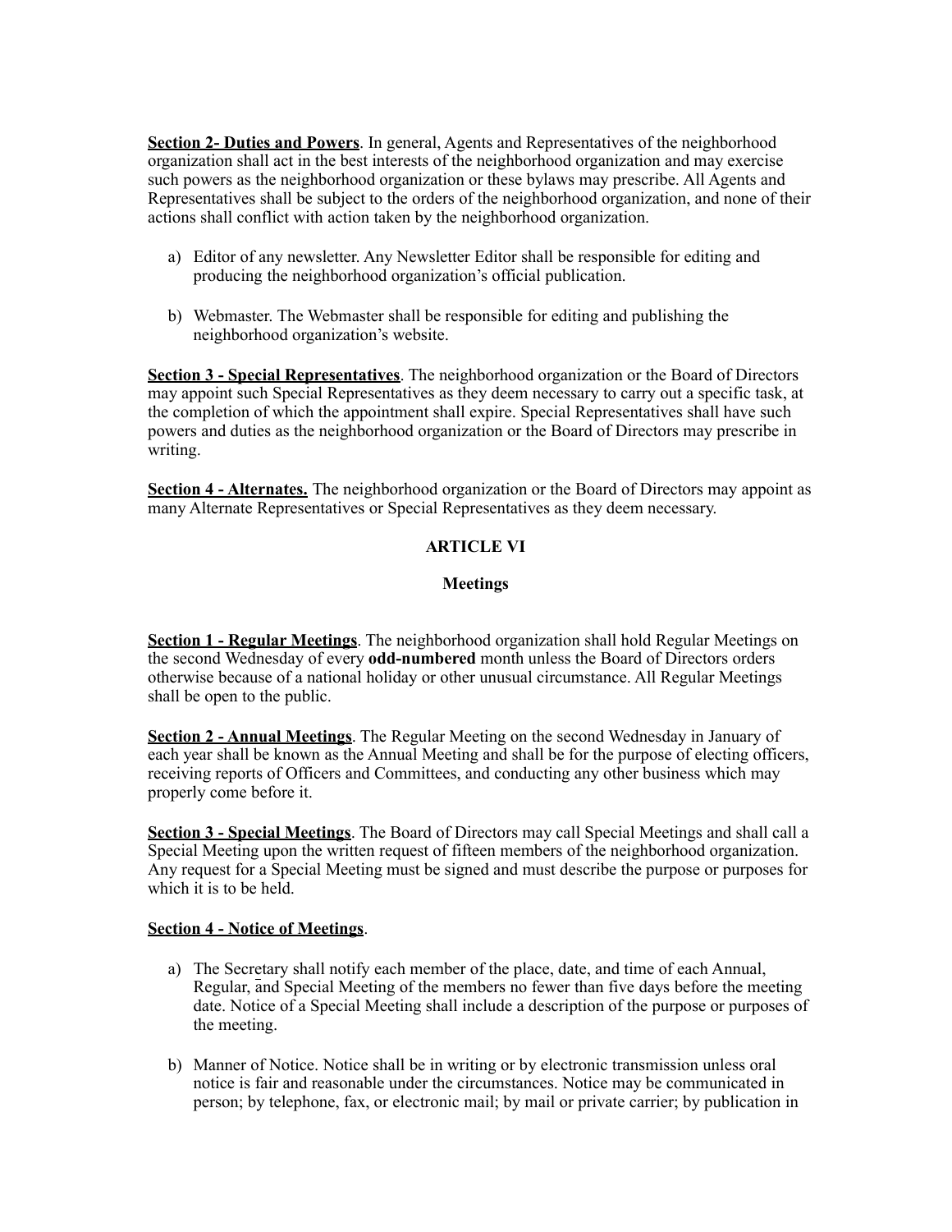**<u>Section 2- Duties and Powers</u>**. In general, Agents and Representatives of the neighborhood organization shall act in the best interests of the neighborhood organization and may exercise such powers as the neighborhood organization or these bylaws may prescribe. All Agents and Representatives shall be subject to the orders of the neighborhood organization, and none of their actions shall conflict with action taken by the neighborhood organization.

a) Editor of any newsletter. Any Newsletter Editor shall be responsible for editing and producing the neighborhood organization's official publication.

b) Webmaster. The Webmaster shall be responsible for editing and publishing the neighborhood organization's website.

**<u>Section 3 - Special Representatives</u>**. The neighborhood organization or the Board of Directors may appoint such Special Representatives as they deem necessary to carry out a specific task, at the completion of which the appointment shall expire. Special Representatives shall have such powers and duties as the neighborhood organization or the Board of Directors may prescribe in writing.

**<u>Section 4 - Alternates.</u>** The neighborhood organization or the Board of Directors may appoint as many Alternate Representatives or Special Representatives as they deem necessary.

## ARTICLE VI

## Meetings

**<u>Section 1 - Regular Meetings</u>**. The neighborhood organization shall hold Regular Meetings on the second Wednesday of every **odd-numbered** month unless the Board of Directors orders otherwise because of a national holiday or other unusual circumstance. All Regular Meetings shall be open to the public.

**<u>Section 2 - Annual Meetings</u>**. The Regular Meeting on the second Wednesday in January of each year shall be known as the Annual Meeting and shall be for the purpose of electing officers, receiving reports of Officers and Committees, and conducting any other business which may properly come before it.

**<u>Section 3 - Special Meetings</u>**. The Board of Directors may call Special Meetings and shall call a Special Meeting upon the written request of fifteen members of the neighborhood organization. Any request for a Special Meeting must be signed and must describe the purpose or purposes for which it is to be held.

**<u>Section 4 - Notice of Meetings</u>**.

a) The Secretary shall notify each member of the place, date, and time of each Annual, Regular, and Special Meeting of the members no fewer than five days before the meeting date. Notice of a Special Meeting shall include a description of the purpose or purposes of the meeting.

b) Manner of Notice. Notice shall be in writing or by electronic transmission unless oral notice is fair and reasonable under the circumstances. Notice may be communicated in person; by telephone, fax, or electronic mail; by mail or private carrier; by publication in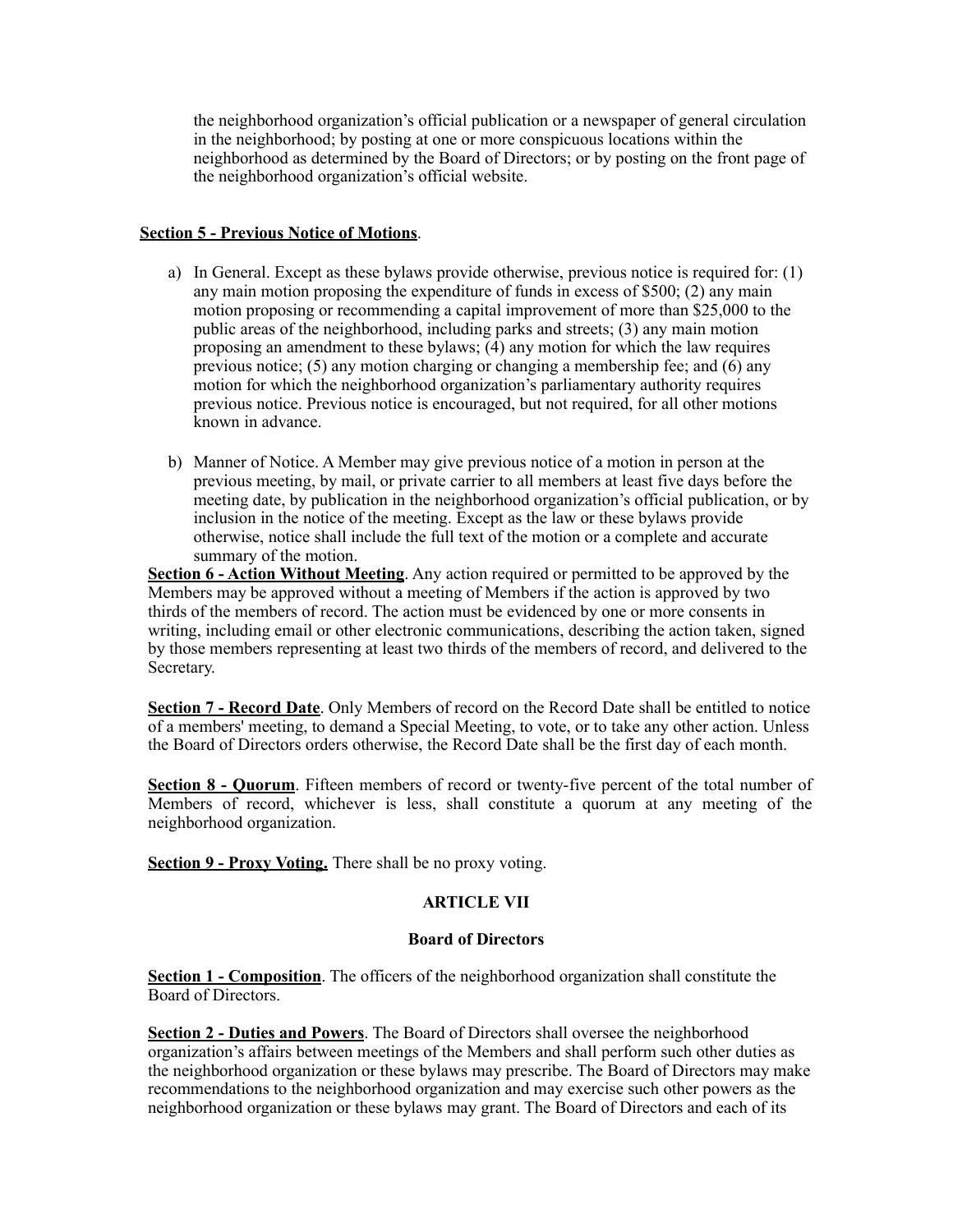the neighborhood organization's official publication or a newspaper of general circulation in the neighborhood; by posting at one or more conspicuous locations within the neighborhood as determined by the Board of Directors; or by posting on the front page of the neighborhood organization's official website.

**Section 5 - Previous Notice of Motions**.

a) In General. Except as these bylaws provide otherwise, previous notice is required for: (1) any main motion proposing the expenditure of funds in excess of $500; (2) any main motion proposing or recommending a capital improvement of more than $25,000 to the public areas of the neighborhood, including parks and streets; (3) any main motion proposing an amendment to these bylaws; (4) any motion for which the law requires previous notice; (5) any motion charging or changing a membership fee; and (6) any motion for which the neighborhood organization's parliamentary authority requires previous notice. Previous notice is encouraged, but not required, for all other motions known in advance.

b) Manner of Notice. A Member may give previous notice of a motion in person at the previous meeting, by mail, or private carrier to all members at least five days before the meeting date, by publication in the neighborhood organization's official publication, or by inclusion in the notice of the meeting. Except as the law or these bylaws provide otherwise, notice shall include the full text of the motion or a complete and accurate summary of the motion.

**Section 6 - Action Without Meeting**. Any action required or permitted to be approved by the Members may be approved without a meeting of Members if the action is approved by two thirds of the members of record. The action must be evidenced by one or more consents in writing, including email or other electronic communications, describing the action taken, signed by those members representing at least two thirds of the members of record, and delivered to the Secretary.

**Section 7 - Record Date**. Only Members of record on the Record Date shall be entitled to notice of a members' meeting, to demand a Special Meeting, to vote, or to take any other action. Unless the Board of Directors orders otherwise, the Record Date shall be the first day of each month.

**Section 8 - Quorum**. Fifteen members of record or twenty-five percent of the total number of Members of record, whichever is less, shall constitute a quorum at any meeting of the neighborhood organization.

**Section 9 - Proxy Voting.** There shall be no proxy voting.

## ARTICLE VII

### Board of Directors

**Section 1 - Composition**. The officers of the neighborhood organization shall constitute the Board of Directors.

**Section 2 - Duties and Powers**. The Board of Directors shall oversee the neighborhood organization's affairs between meetings of the Members and shall perform such other duties as the neighborhood organization or these bylaws may prescribe. The Board of Directors may make recommendations to the neighborhood organization and may exercise such other powers as the neighborhood organization or these bylaws may grant. The Board of Directors and each of its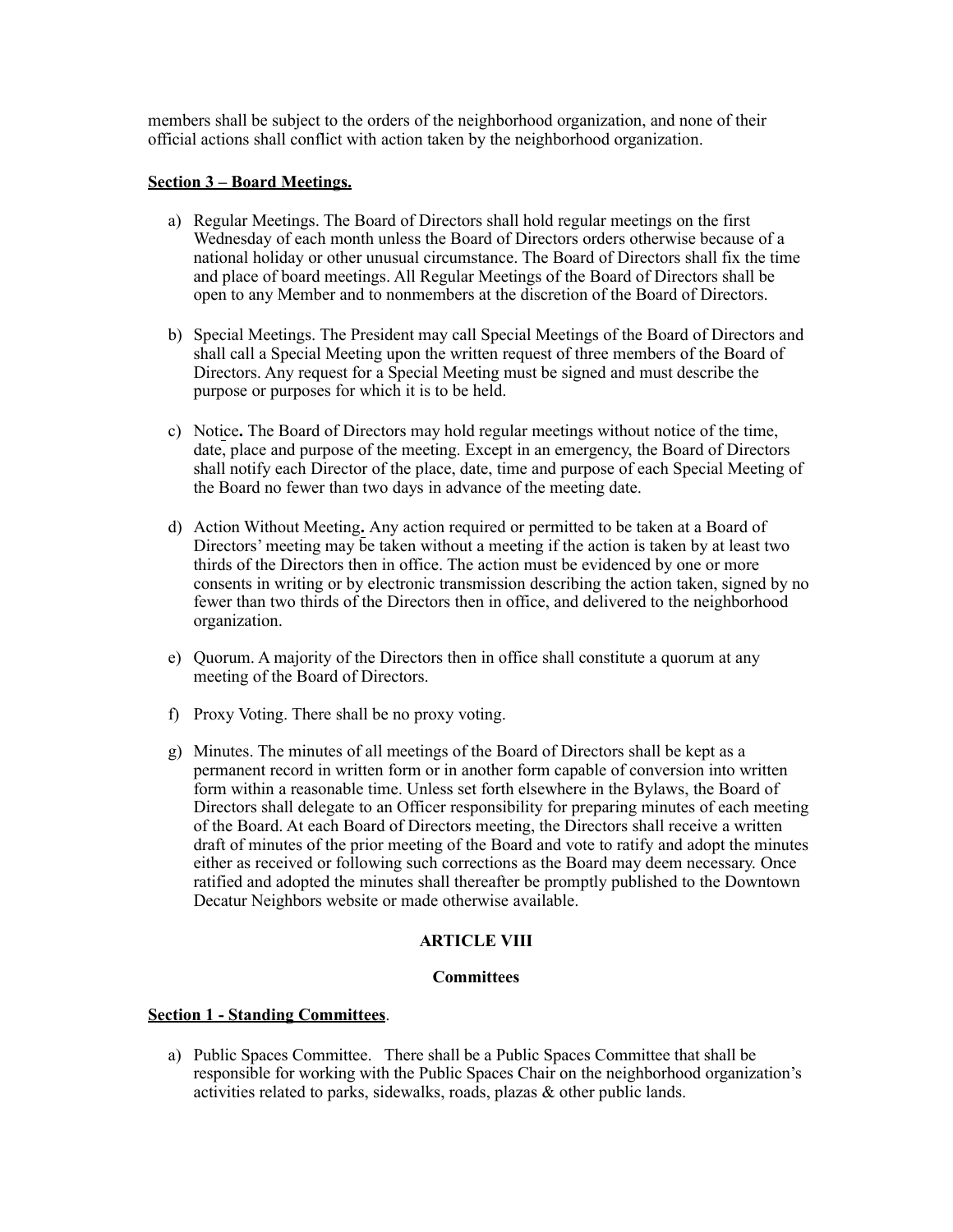members shall be subject to the orders of the neighborhood organization, and none of their official actions shall conflict with action taken by the neighborhood organization.

**Section 3 – Board Meetings.**

a) Regular Meetings. The Board of Directors shall hold regular meetings on the first Wednesday of each month unless the Board of Directors orders otherwise because of a national holiday or other unusual circumstance. The Board of Directors shall fix the time and place of board meetings. All Regular Meetings of the Board of Directors shall be open to any Member and to nonmembers at the discretion of the Board of Directors.

b) Special Meetings. The President may call Special Meetings of the Board of Directors and shall call a Special Meeting upon the written request of three members of the Board of Directors. Any request for a Special Meeting must be signed and must describe the purpose or purposes for which it is to be held.

c) Notice**.** The Board of Directors may hold regular meetings without notice of the time, date, place and purpose of the meeting. Except in an emergency, the Board of Directors shall notify each Director of the place, date, time and purpose of each Special Meeting of the Board no fewer than two days in advance of the meeting date.

d) Action Without Meeting**.** Any action required or permitted to be taken at a Board of Directors' meeting may be taken without a meeting if the action is taken by at least two thirds of the Directors then in office. The action must be evidenced by one or more consents in writing or by electronic transmission describing the action taken, signed by no fewer than two thirds of the Directors then in office, and delivered to the neighborhood organization.

e) Quorum. A majority of the Directors then in office shall constitute a quorum at any meeting of the Board of Directors.

f) Proxy Voting. There shall be no proxy voting.

g) Minutes. The minutes of all meetings of the Board of Directors shall be kept as a permanent record in written form or in another form capable of conversion into written form within a reasonable time. Unless set forth elsewhere in the Bylaws, the Board of Directors shall delegate to an Officer responsibility for preparing minutes of each meeting of the Board. At each Board of Directors meeting, the Directors shall receive a written draft of minutes of the prior meeting of the Board and vote to ratify and adopt the minutes either as received or following such corrections as the Board may deem necessary. Once ratified and adopted the minutes shall thereafter be promptly published to the Downtown Decatur Neighbors website or made otherwise available.

## ARTICLE VIII

### Committees

**Section 1 - Standing Committees**.

a) Public Spaces Committee. There shall be a Public Spaces Committee that shall be responsible for working with the Public Spaces Chair on the neighborhood organization's activities related to parks, sidewalks, roads, plazas & other public lands.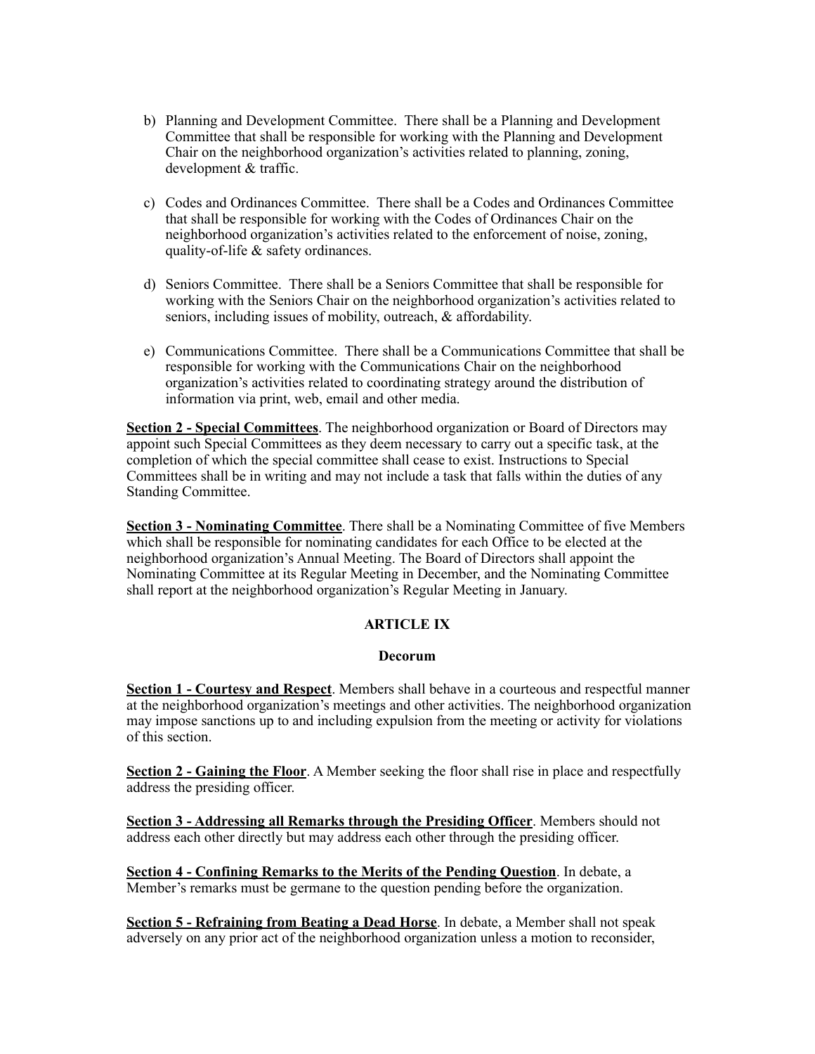b) Planning and Development Committee. There shall be a Planning and Development Committee that shall be responsible for working with the Planning and Development Chair on the neighborhood organization's activities related to planning, zoning, development & traffic.

c) Codes and Ordinances Committee. There shall be a Codes and Ordinances Committee that shall be responsible for working with the Codes of Ordinances Chair on the neighborhood organization's activities related to the enforcement of noise, zoning, quality-of-life & safety ordinances.

d) Seniors Committee. There shall be a Seniors Committee that shall be responsible for working with the Seniors Chair on the neighborhood organization's activities related to seniors, including issues of mobility, outreach, & affordability.

e) Communications Committee. There shall be a Communications Committee that shall be responsible for working with the Communications Chair on the neighborhood organization's activities related to coordinating strategy around the distribution of information via print, web, email and other media.

**Section 2 - Special Committees**. The neighborhood organization or Board of Directors may appoint such Special Committees as they deem necessary to carry out a specific task, at the completion of which the special committee shall cease to exist. Instructions to Special Committees shall be in writing and may not include a task that falls within the duties of any Standing Committee.

**Section 3 - Nominating Committee**. There shall be a Nominating Committee of five Members which shall be responsible for nominating candidates for each Office to be elected at the neighborhood organization's Annual Meeting. The Board of Directors shall appoint the Nominating Committee at its Regular Meeting in December, and the Nominating Committee shall report at the neighborhood organization's Regular Meeting in January.

## ARTICLE IX

### Decorum

**Section 1 - Courtesy and Respect**. Members shall behave in a courteous and respectful manner at the neighborhood organization's meetings and other activities. The neighborhood organization may impose sanctions up to and including expulsion from the meeting or activity for violations of this section.

**Section 2 - Gaining the Floor**. A Member seeking the floor shall rise in place and respectfully address the presiding officer.

**Section 3 - Addressing all Remarks through the Presiding Officer**. Members should not address each other directly but may address each other through the presiding officer.

**Section 4 - Confining Remarks to the Merits of the Pending Question**. In debate, a Member's remarks must be germane to the question pending before the organization.

**Section 5 - Refraining from Beating a Dead Horse**. In debate, a Member shall not speak adversely on any prior act of the neighborhood organization unless a motion to reconsider,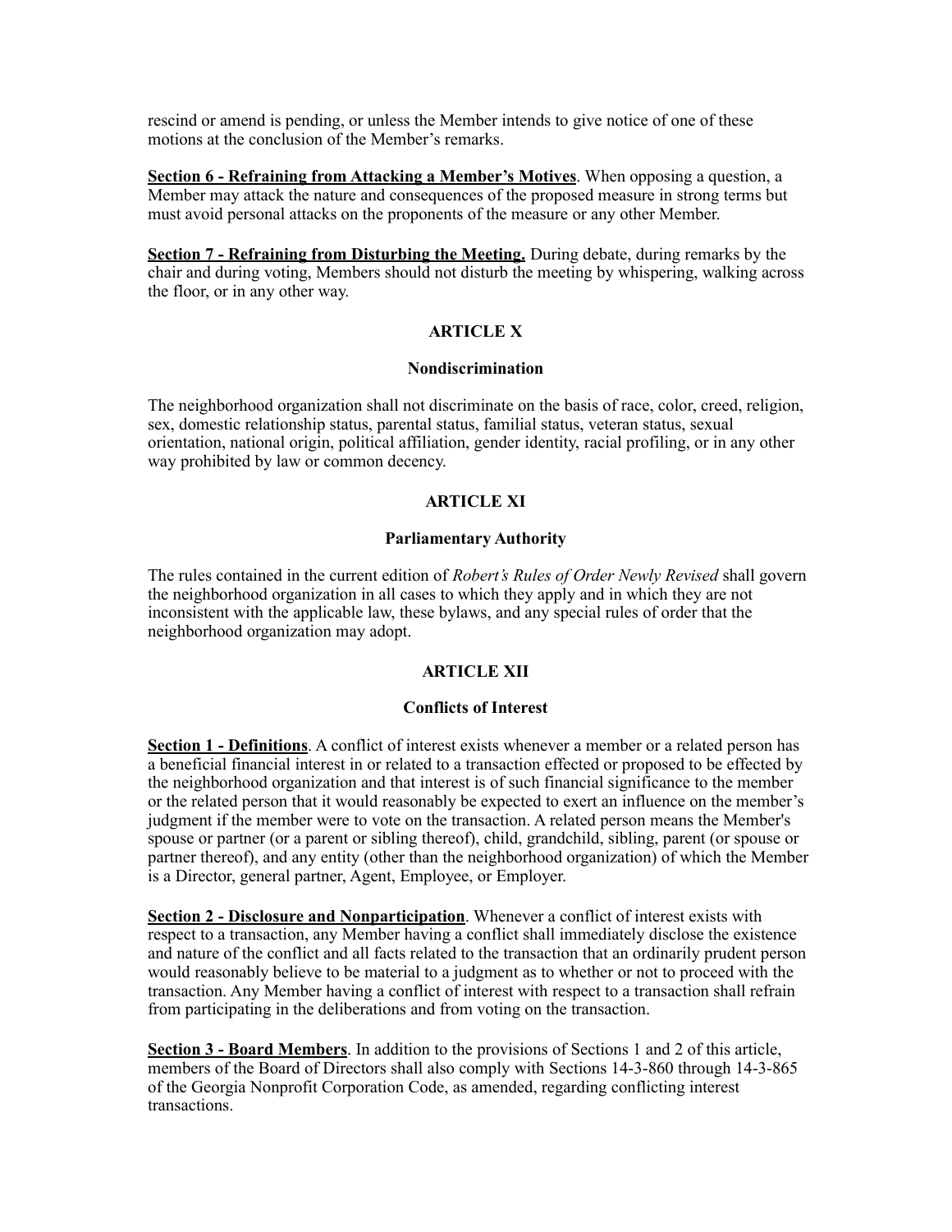rescind or amend is pending, or unless the Member intends to give notice of one of these motions at the conclusion of the Member's remarks.

**Section 6 - Refraining from Attacking a Member's Motives**. When opposing a question, a Member may attack the nature and consequences of the proposed measure in strong terms but must avoid personal attacks on the proponents of the measure or any other Member.

**Section 7 - Refraining from Disturbing the Meeting.** During debate, during remarks by the chair and during voting, Members should not disturb the meeting by whispering, walking across the floor, or in any other way.

## ARTICLE X

### Nondiscrimination

The neighborhood organization shall not discriminate on the basis of race, color, creed, religion, sex, domestic relationship status, parental status, familial status, veteran status, sexual orientation, national origin, political affiliation, gender identity, racial profiling, or in any other way prohibited by law or common decency.

## ARTICLE XI

### Parliamentary Authority

The rules contained in the current edition of *Robert's Rules of Order Newly Revised* shall govern the neighborhood organization in all cases to which they apply and in which they are not inconsistent with the applicable law, these bylaws, and any special rules of order that the neighborhood organization may adopt.

## ARTICLE XII

### Conflicts of Interest

**Section 1 - Definitions**. A conflict of interest exists whenever a member or a related person has a beneficial financial interest in or related to a transaction effected or proposed to be effected by the neighborhood organization and that interest is of such financial significance to the member or the related person that it would reasonably be expected to exert an influence on the member's judgment if the member were to vote on the transaction. A related person means the Member's spouse or partner (or a parent or sibling thereof), child, grandchild, sibling, parent (or spouse or partner thereof), and any entity (other than the neighborhood organization) of which the Member is a Director, general partner, Agent, Employee, or Employer.

**Section 2 - Disclosure and Nonparticipation**. Whenever a conflict of interest exists with respect to a transaction, any Member having a conflict shall immediately disclose the existence and nature of the conflict and all facts related to the transaction that an ordinarily prudent person would reasonably believe to be material to a judgment as to whether or not to proceed with the transaction. Any Member having a conflict of interest with respect to a transaction shall refrain from participating in the deliberations and from voting on the transaction.

**Section 3 - Board Members**. In addition to the provisions of Sections 1 and 2 of this article, members of the Board of Directors shall also comply with Sections 14-3-860 through 14-3-865 of the Georgia Nonprofit Corporation Code, as amended, regarding conflicting interest transactions.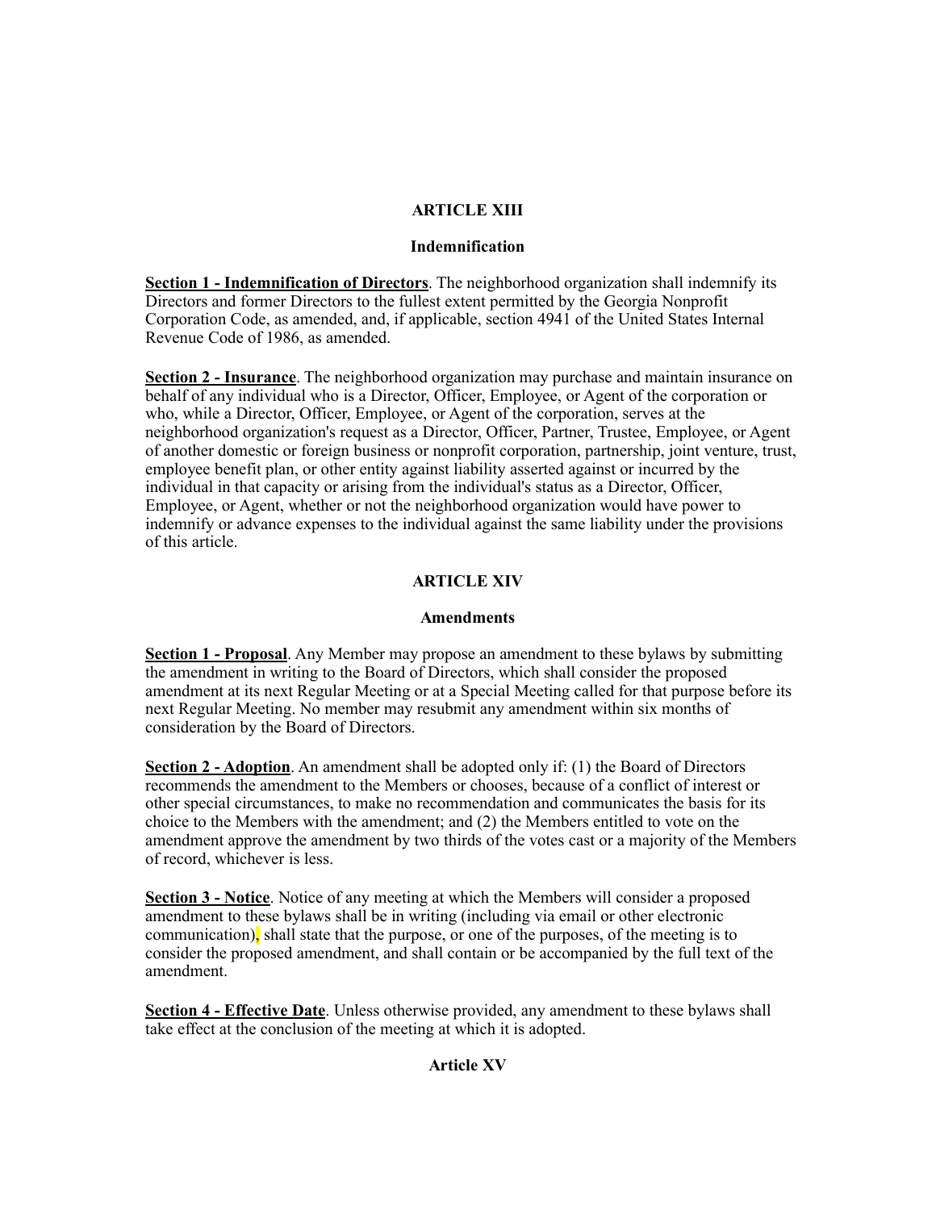## ARTICLE XIII

### Indemnification

**Section 1 - Indemnification of Directors**. The neighborhood organization shall indemnify its Directors and former Directors to the fullest extent permitted by the Georgia Nonprofit Corporation Code, as amended, and, if applicable, section 4941 of the United States Internal Revenue Code of 1986, as amended.

**Section 2 - Insurance**. The neighborhood organization may purchase and maintain insurance on behalf of any individual who is a Director, Officer, Employee, or Agent of the corporation or who, while a Director, Officer, Employee, or Agent of the corporation, serves at the neighborhood organization's request as a Director, Officer, Partner, Trustee, Employee, or Agent of another domestic or foreign business or nonprofit corporation, partnership, joint venture, trust, employee benefit plan, or other entity against liability asserted against or incurred by the individual in that capacity or arising from the individual's status as a Director, Officer, Employee, or Agent, whether or not the neighborhood organization would have power to indemnify or advance expenses to the individual against the same liability under the provisions of this article.

## ARTICLE XIV

### Amendments

**Section 1 - Proposal**. Any Member may propose an amendment to these bylaws by submitting the amendment in writing to the Board of Directors, which shall consider the proposed amendment at its next Regular Meeting or at a Special Meeting called for that purpose before its next Regular Meeting. No member may resubmit any amendment within six months of consideration by the Board of Directors.

**Section 2 - Adoption**. An amendment shall be adopted only if: (1) the Board of Directors recommends the amendment to the Members or chooses, because of a conflict of interest or other special circumstances, to make no recommendation and communicates the basis for its choice to the Members with the amendment; and (2) the Members entitled to vote on the amendment approve the amendment by two thirds of the votes cast or a majority of the Members of record, whichever is less.

**Section 3 - Notice**. Notice of any meeting at which the Members will consider a proposed amendment to these bylaws shall be in writing (including via email or other electronic communication), shall state that the purpose, or one of the purposes, of the meeting is to consider the proposed amendment, and shall contain or be accompanied by the full text of the amendment.

**Section 4 - Effective Date**. Unless otherwise provided, any amendment to these bylaws shall take effect at the conclusion of the meeting at which it is adopted.

## Article XV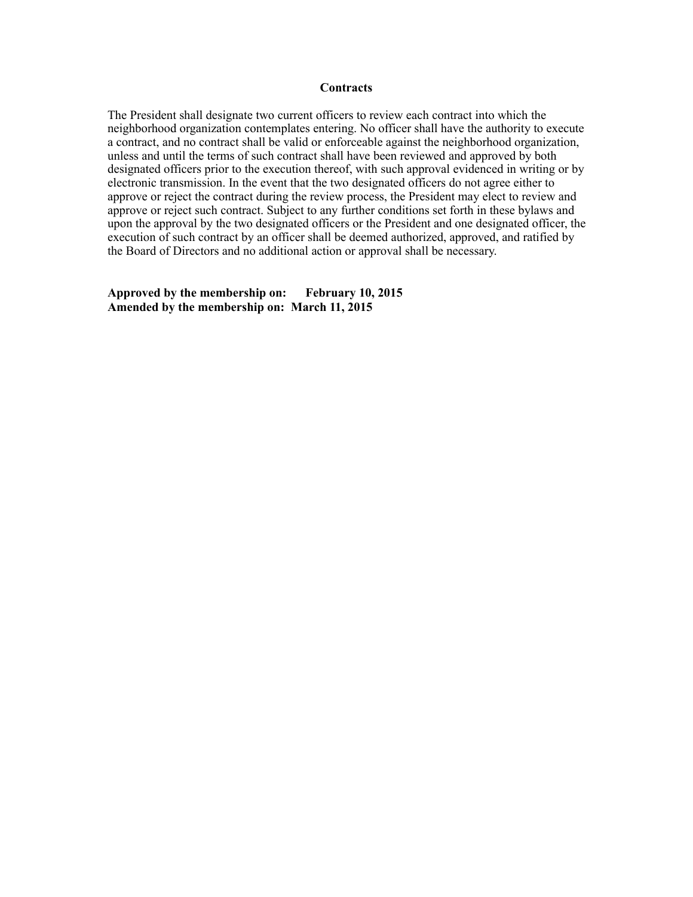## Contracts

The President shall designate two current officers to review each contract into which the neighborhood organization contemplates entering. No officer shall have the authority to execute a contract, and no contract shall be valid or enforceable against the neighborhood organization, unless and until the terms of such contract shall have been reviewed and approved by both designated officers prior to the execution thereof, with such approval evidenced in writing or by electronic transmission. In the event that the two designated officers do not agree either to approve or reject the contract during the review process, the President may elect to review and approve or reject such contract. Subject to any further conditions set forth in these bylaws and upon the approval by the two designated officers or the President and one designated officer, the execution of such contract by an officer shall be deemed authorized, approved, and ratified by the Board of Directors and no additional action or approval shall be necessary.

**Approved by the membership on: February 10, 2015**
**Amended by the membership on: March 11, 2015**